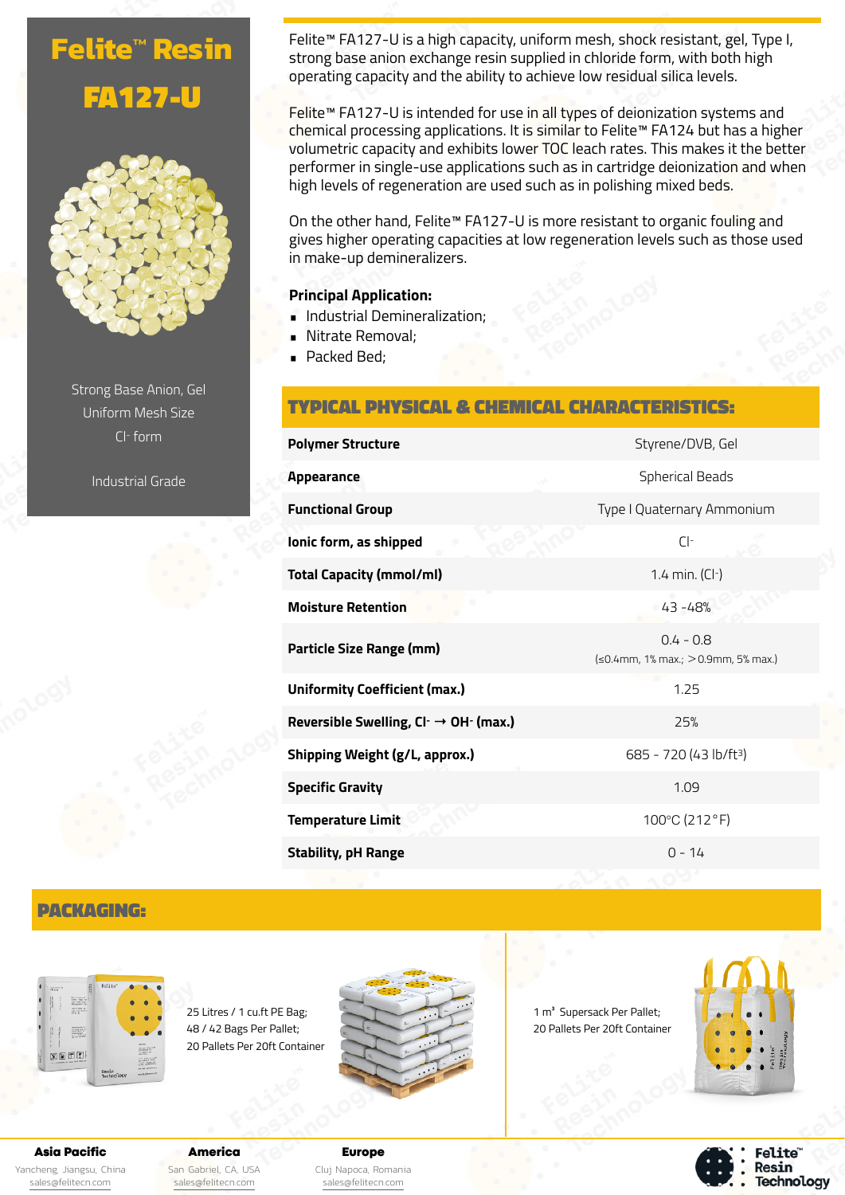# Felite™ Resin

# FA127-U

Strong Base Anion, Gel
Uniform Mesh Size
$Cl^-$ form

Industrial Grade

Felite™ FA127-U is a high capacity, uniform mesh, shock resistant, gel, Type I, strong base anion exchange resin supplied in chloride form, with both high operating capacity and the ability to achieve low residual silica levels.

Felite™ FA127-U is intended for use in all types of deionization systems and chemical processing applications. It is similar to Felite™ FA124 but has a higher volumetric capacity and exhibits lower TOC leach rates. This makes it the better performer in single-use applications such as in cartridge deionization and when high levels of regeneration are used such as in polishing mixed beds.

On the other hand, Felite™ FA127-U is more resistant to organic fouling and gives higher operating capacities at low regeneration levels such as those used in make-up demineralizers.

**Principal Application:**

- Industrial Demineralization;
- Nitrate Removal;
- Packed Bed;

## TYPICAL PHYSICAL & CHEMICAL CHARACTERISTICS:

| | |
|---|---|
| **Polymer Structure** | Styrene/DVB, Gel |
| **Appearance** | Spherical Beads |
| **Functional Group** | Type I Quaternary Ammonium |
| **Ionic form, as shipped** | $Cl^-$ |
| **Total Capacity (mmol/ml)** | 1.4 min. ($Cl^-$) |
| **Moisture Retention** | 43 -48% |
| **Particle Size Range (mm)** | 0.4 - 0.8 (≤0.4mm, 1% max.; ＞0.9mm, 5% max.) |
| **Uniformity Coefficient (max.)** | 1.25 |
| **Reversible Swelling, $Cl^- \rightarrow OH^-$ (max.)** | 25% |
| **Shipping Weight (g/L, approx.)** | 685 - 720 (43 lb/ft³) |
| **Specific Gravity** | 1.09 |
| **Temperature Limit** | 100°C (212°F) |
| **Stability, pH Range** | 0 - 14 |

## PACKAGING:

25 Litres / 1 cu.ft PE Bag;
48 / 42 Bags Per Pallet;
20 Pallets Per 20ft Container

1 m³ Supersack Per Pallet;
20 Pallets Per 20ft Container

**Asia Pacific**
Yancheng, Jiangsu, China
sales@felitecn.com

**America**
San Gabriel, CA, USA
sales@felitecn.com

**Europe**
Cluj Napoca, Romania
sales@felitecn.com

Felite™ Resin Technology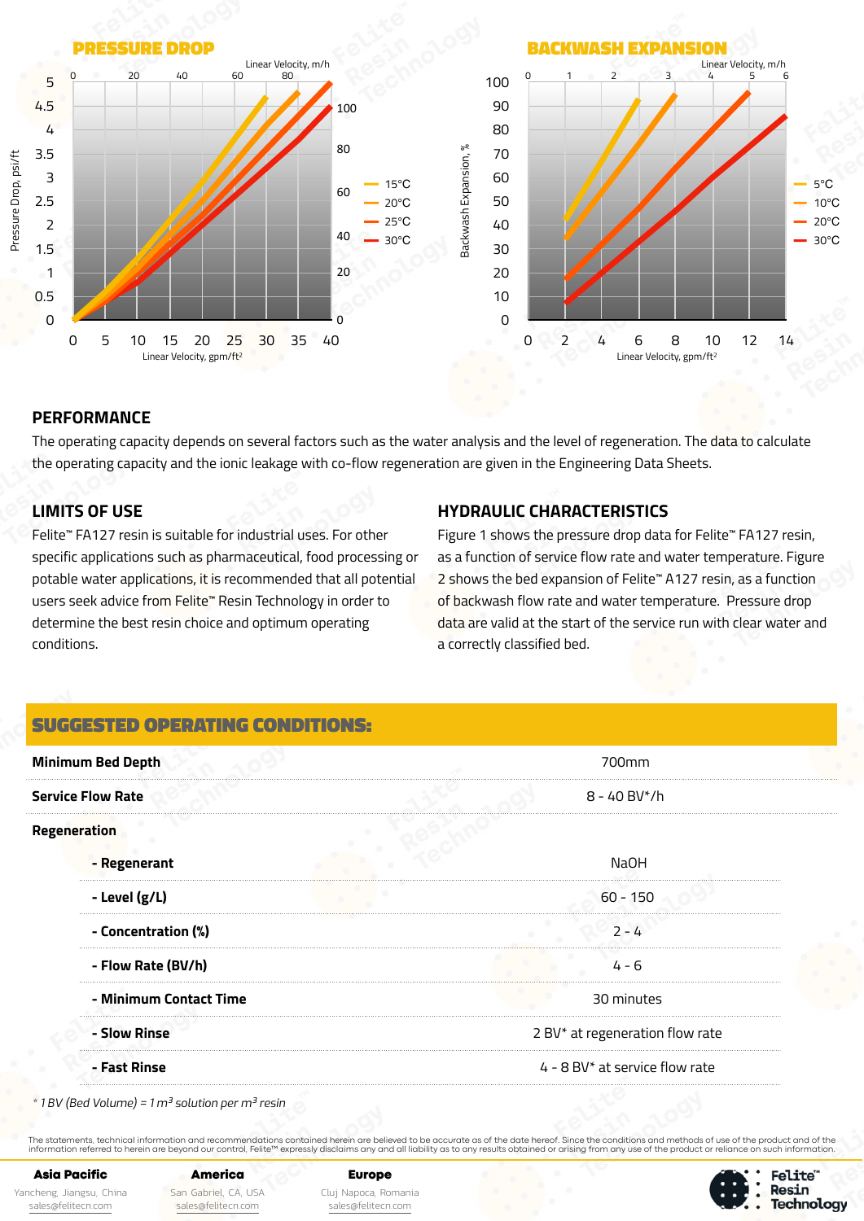## PRESSURE DROP

Linear Velocity, m/h

0 20 40 60 80

100

80

60

40

20

0

Pressure Drop, psi/ft

5
4.5
4
3.5
3
2.5
2
1.5
1
0.5
0

0 5 10 15 20 25 30 35 40

Linear Velocity, gpm/ft²

15°C
20°C
25°C
30°C

## BACKWASH EXPANSION

Linear Velocity, m/h

0 1 2 3 4 5 6

Backwash Expansion, %

100
90
80
70
60
50
40
30
20
10
0

0 2 4 6 8 10 12 14

Linear Velocity, gpm/ft²

5°C
10°C
20°C
30°C

## PERFORMANCE

The operating capacity depends on several factors such as the water analysis and the level of regeneration. The data to calculate the operating capacity and the ionic leakage with co-flow regeneration are given in the Engineering Data Sheets.

## LIMITS OF USE

Felite™ FA127 resin is suitable for industrial uses. For other specific applications such as pharmaceutical, food processing or potable water applications, it is recommended that all potential users seek advice from Felite™ Resin Technology in order to determine the best resin choice and optimum operating conditions.

## HYDRAULIC CHARACTERISTICS

Figure 1 shows the pressure drop data for Felite™ FA127 resin, as a function of service flow rate and water temperature. Figure 2 shows the bed expansion of Felite™ A127 resin, as a function of backwash flow rate and water temperature. Pressure drop data are valid at the start of the service run with clear water and a correctly classified bed.

## SUGGESTED OPERATING CONDITIONS:

| | |
|---|---|
| **Minimum Bed Depth** | 700mm |
| **Service Flow Rate** | 8 - 40 BV*/h |
| **Regeneration** | |
| **- Regenerant** | NaOH |
| **- Level (g/L)** | 60 - 150 |
| **- Concentration (%)** | 2 - 4 |
| **- Flow Rate (BV/h)** | 4 - 6 |
| **- Minimum Contact Time** | 30 minutes |
| **- Slow Rinse** | 2 BV* at regeneration flow rate |
| **- Fast Rinse** | 4 - 8 BV* at service flow rate |

*\* 1 BV (Bed Volume) = 1 m³ solution per m³ resin*

The statements, technical information and recommendations contained herein are believed to be accurate as of the date hereof. Since the conditions and methods of use of the product and of the information referred to herein are beyond our control, Felite™ expressly disclaims any and all liability as to any results obtained or arising from any use of the product or reliance on such information.

**Asia Pacific**
Yancheng, Jiangsu, China
sales@felitecn.com

**America**
San Gabriel, CA, USA
sales@felitecn.com

**Europe**
Cluj Napoca, Romania
sales@felitecn.com

Felite™ Resin Technology